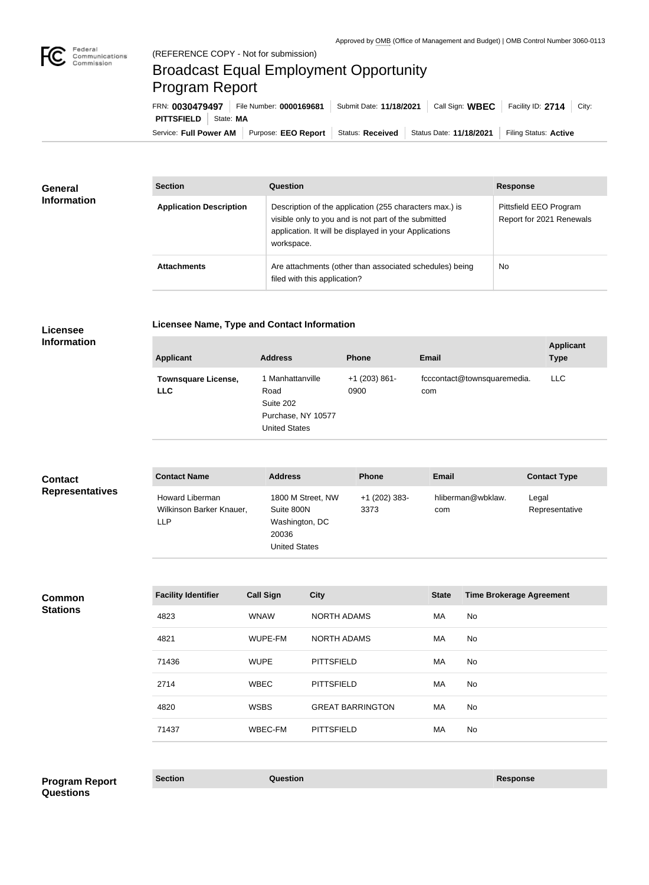Approved by OMB (Office of Management and Budget) | OMB Control Number 3060-0113

Federal Communications Commission

(REFERENCE COPY - Not for submission)

# Broadcast Equal Employment Opportunity Program Report

FRN: **0030479497** | File Number: **0000169681** | Submit Date: **11/18/2021** | Call Sign: **WBEC** | Facility ID: **2714** | City: **PITTSFIELD** | State: **MA**

Service: **Full Power AM** | Purpose: **EEO Report** | Status: **Received** | Status Date: **11/18/2021** | Filing Status: **Active**

## General Information

| Section | Question | Response |
| --- | --- | --- |
| **Application Description** | Description of the application (255 characters max.) is visible only to you and is not part of the submitted application. It will be displayed in your Applications workspace. | Pittsfield EEO Program Report for 2021 Renewals |
| **Attachments** | Are attachments (other than associated schedules) being filed with this application? | No |

## Licensee Information

**Licensee Name, Type and Contact Information**

| Applicant | Address | Phone | Email | Applicant Type |
| --- | --- | --- | --- | --- |
| **Townsquare License, LLC** | 1 Manhattanville Road Suite 202 Purchase, NY 10577 United States | +1 (203) 861-0900 | fcccontact@townsquaremedia.com | LLC |

## Contact Representatives

| Contact Name | Address | Phone | Email | Contact Type |
| --- | --- | --- | --- | --- |
| Howard Liberman Wilkinson Barker Knauer, LLP | 1800 M Street, NW Suite 800N Washington, DC 20036 United States | +1 (202) 383-3373 | hliberman@wbklaw.com | Legal Representative |

## Common Stations

| Facility Identifier | Call Sign | City | State | Time Brokerage Agreement |
| --- | --- | --- | --- | --- |
| 4823 | WNAW | NORTH ADAMS | MA | No |
| 4821 | WUPE-FM | NORTH ADAMS | MA | No |
| 71436 | WUPE | PITTSFIELD | MA | No |
| 2714 | WBEC | PITTSFIELD | MA | No |
| 4820 | WSBS | GREAT BARRINGTON | MA | No |
| 71437 | WBEC-FM | PITTSFIELD | MA | No |

## Program Report Questions

| Section | Question | Response |
| --- | --- | --- |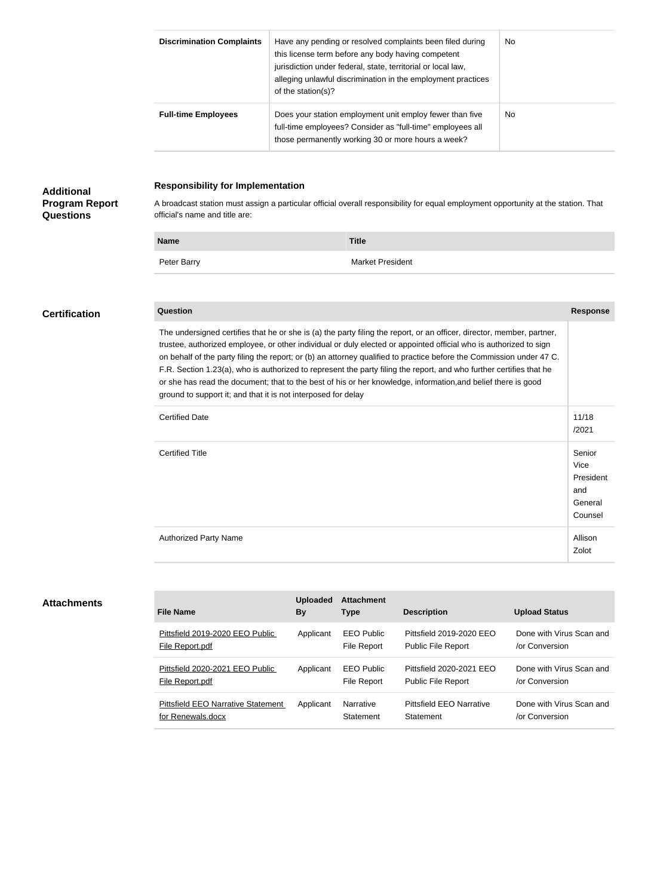| | | |
|---|---|---|
| **Discrimination Complaints** | Have any pending or resolved complaints been filed during this license term before any body having competent jurisdiction under federal, state, territorial or local law, alleging unlawful discrimination in the employment practices of the station(s)? | No |
| **Full-time Employees** | Does your station employment unit employ fewer than five full-time employees? Consider as "full-time" employees all those permanently working 30 or more hours a week? | No |

## Additional Program Report Questions

### Responsibility for Implementation

A broadcast station must assign a particular official overall responsibility for equal employment opportunity at the station. That official's name and title are:

| Name | Title |
|---|---|
| Peter Barry | Market President |

## Certification

| Question | Response |
|---|---|
| The undersigned certifies that he or she is (a) the party filing the report, or an officer, director, member, partner, trustee, authorized employee, or other individual or duly elected or appointed official who is authorized to sign on behalf of the party filing the report; or (b) an attorney qualified to practice before the Commission under 47 C. F.R. Section 1.23(a), who is authorized to represent the party filing the report, and who further certifies that he or she has read the document; that to the best of his or her knowledge, information,and belief there is good ground to support it; and that it is not interposed for delay | |
| Certified Date | 11/18/2021 |
| Certified Title | Senior Vice President and General Counsel |
| Authorized Party Name | Allison Zolot |

## Attachments

| File Name | Uploaded By | Attachment Type | Description | Upload Status |
|---|---|---|---|---|
| Pittsfield 2019-2020 EEO Public File Report.pdf | Applicant | EEO Public File Report | Pittsfield 2019-2020 EEO Public File Report | Done with Virus Scan and /or Conversion |
| Pittsfield 2020-2021 EEO Public File Report.pdf | Applicant | EEO Public File Report | Pittsfield 2020-2021 EEO Public File Report | Done with Virus Scan and /or Conversion |
| Pittsfield EEO Narrative Statement for Renewals.docx | Applicant | Narrative Statement | Pittsfield EEO Narrative Statement | Done with Virus Scan and /or Conversion |